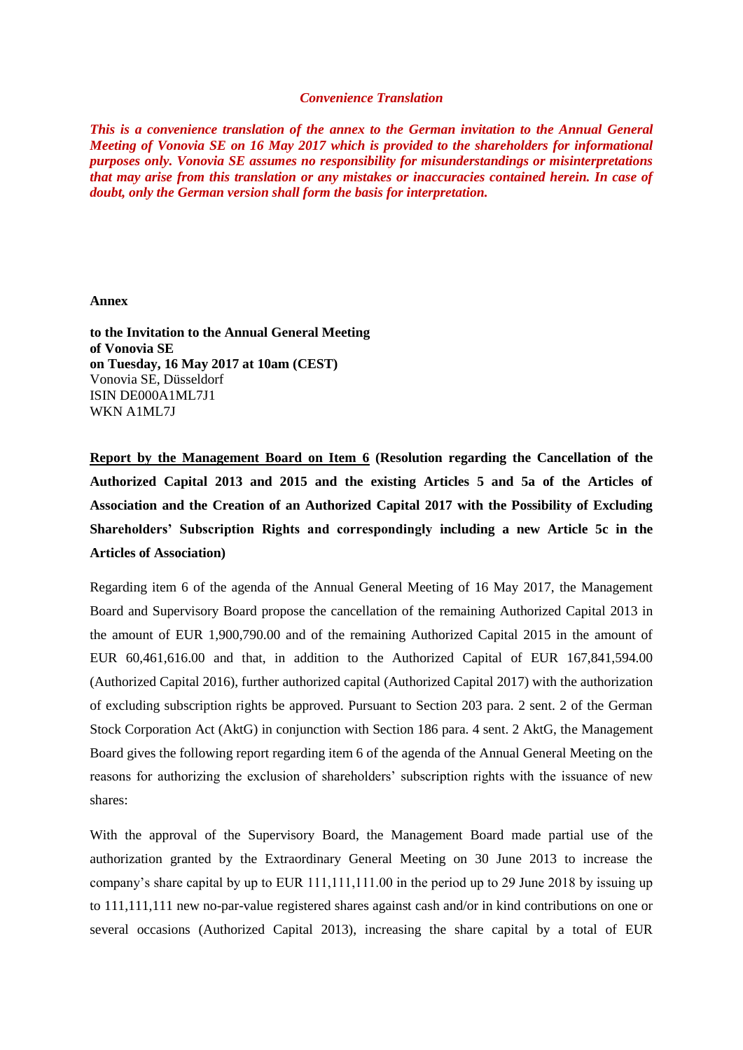***Convenience Translation***

***This is a convenience translation of the annex to the German invitation to the Annual General Meeting of Vonovia SE on 16 May 2017 which is provided to the shareholders for informational purposes only. Vonovia SE assumes no responsibility for misunderstandings or misinterpretations that may arise from this translation or any mistakes or inaccuracies contained herein. In case of doubt, only the German version shall form the basis for interpretation.***

**Annex**

**to the Invitation to the Annual General Meeting**
**of Vonovia SE**
**on Tuesday, 16 May 2017 at 10am (CEST)**
Vonovia SE, Düsseldorf
ISIN DE000A1ML7J1
WKN A1ML7J

**Report by the Management Board on Item 6 (Resolution regarding the Cancellation of the Authorized Capital 2013 and 2015 and the existing Articles 5 and 5a of the Articles of Association and the Creation of an Authorized Capital 2017 with the Possibility of Excluding Shareholders' Subscription Rights and correspondingly including a new Article 5c in the Articles of Association)**

Regarding item 6 of the agenda of the Annual General Meeting of 16 May 2017, the Management Board and Supervisory Board propose the cancellation of the remaining Authorized Capital 2013 in the amount of EUR 1,900,790.00 and of the remaining Authorized Capital 2015 in the amount of EUR 60,461,616.00 and that, in addition to the Authorized Capital of EUR 167,841,594.00 (Authorized Capital 2016), further authorized capital (Authorized Capital 2017) with the authorization of excluding subscription rights be approved. Pursuant to Section 203 para. 2 sent. 2 of the German Stock Corporation Act (AktG) in conjunction with Section 186 para. 4 sent. 2 AktG, the Management Board gives the following report regarding item 6 of the agenda of the Annual General Meeting on the reasons for authorizing the exclusion of shareholders' subscription rights with the issuance of new shares:

With the approval of the Supervisory Board, the Management Board made partial use of the authorization granted by the Extraordinary General Meeting on 30 June 2013 to increase the company's share capital by up to EUR 111,111,111.00 in the period up to 29 June 2018 by issuing up to 111,111,111 new no-par-value registered shares against cash and/or in kind contributions on one or several occasions (Authorized Capital 2013), increasing the share capital by a total of EUR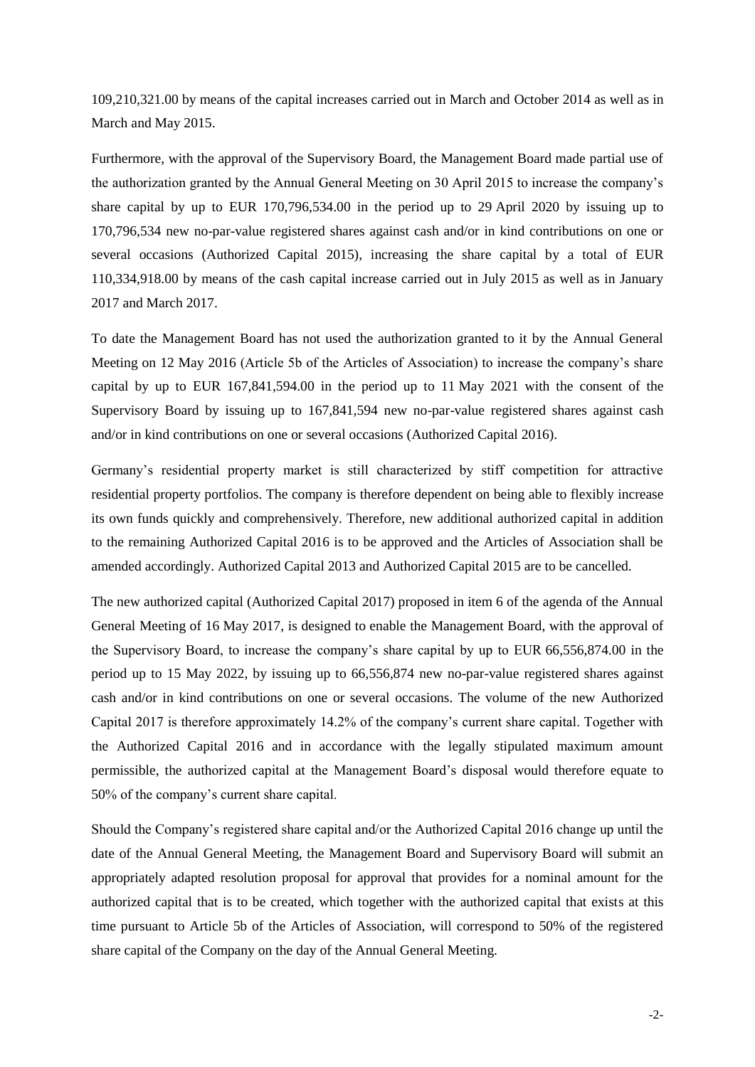109,210,321.00 by means of the capital increases carried out in March and October 2014 as well as in March and May 2015.

Furthermore, with the approval of the Supervisory Board, the Management Board made partial use of the authorization granted by the Annual General Meeting on 30 April 2015 to increase the company's share capital by up to EUR 170,796,534.00 in the period up to 29 April 2020 by issuing up to 170,796,534 new no-par-value registered shares against cash and/or in kind contributions on one or several occasions (Authorized Capital 2015), increasing the share capital by a total of EUR 110,334,918.00 by means of the cash capital increase carried out in July 2015 as well as in January 2017 and March 2017.

To date the Management Board has not used the authorization granted to it by the Annual General Meeting on 12 May 2016 (Article 5b of the Articles of Association) to increase the company's share capital by up to EUR 167,841,594.00 in the period up to 11 May 2021 with the consent of the Supervisory Board by issuing up to 167,841,594 new no-par-value registered shares against cash and/or in kind contributions on one or several occasions (Authorized Capital 2016).

Germany's residential property market is still characterized by stiff competition for attractive residential property portfolios. The company is therefore dependent on being able to flexibly increase its own funds quickly and comprehensively. Therefore, new additional authorized capital in addition to the remaining Authorized Capital 2016 is to be approved and the Articles of Association shall be amended accordingly. Authorized Capital 2013 and Authorized Capital 2015 are to be cancelled.

The new authorized capital (Authorized Capital 2017) proposed in item 6 of the agenda of the Annual General Meeting of 16 May 2017, is designed to enable the Management Board, with the approval of the Supervisory Board, to increase the company's share capital by up to EUR 66,556,874.00 in the period up to 15 May 2022, by issuing up to 66,556,874 new no-par-value registered shares against cash and/or in kind contributions on one or several occasions. The volume of the new Authorized Capital 2017 is therefore approximately 14.2% of the company's current share capital. Together with the Authorized Capital 2016 and in accordance with the legally stipulated maximum amount permissible, the authorized capital at the Management Board's disposal would therefore equate to 50% of the company's current share capital.

Should the Company's registered share capital and/or the Authorized Capital 2016 change up until the date of the Annual General Meeting, the Management Board and Supervisory Board will submit an appropriately adapted resolution proposal for approval that provides for a nominal amount for the authorized capital that is to be created, which together with the authorized capital that exists at this time pursuant to Article 5b of the Articles of Association, will correspond to 50% of the registered share capital of the Company on the day of the Annual General Meeting.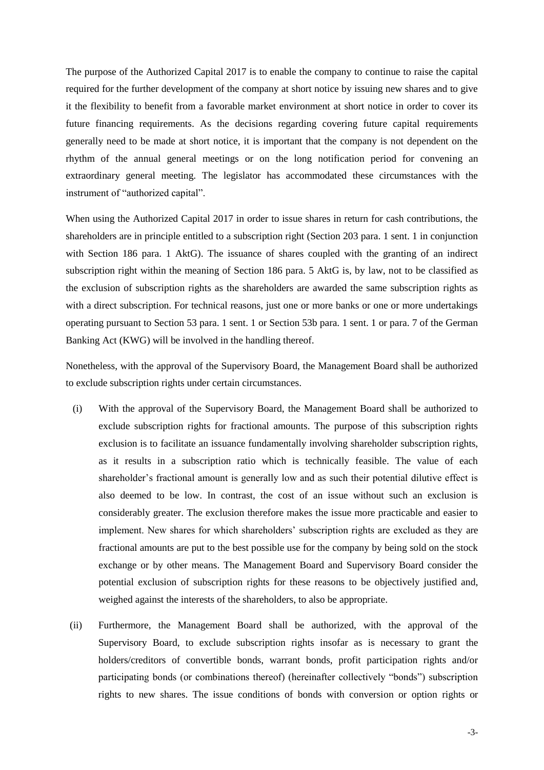The purpose of the Authorized Capital 2017 is to enable the company to continue to raise the capital required for the further development of the company at short notice by issuing new shares and to give it the flexibility to benefit from a favorable market environment at short notice in order to cover its future financing requirements. As the decisions regarding covering future capital requirements generally need to be made at short notice, it is important that the company is not dependent on the rhythm of the annual general meetings or on the long notification period for convening an extraordinary general meeting. The legislator has accommodated these circumstances with the instrument of "authorized capital".

When using the Authorized Capital 2017 in order to issue shares in return for cash contributions, the shareholders are in principle entitled to a subscription right (Section 203 para. 1 sent. 1 in conjunction with Section 186 para. 1 AktG). The issuance of shares coupled with the granting of an indirect subscription right within the meaning of Section 186 para. 5 AktG is, by law, not to be classified as the exclusion of subscription rights as the shareholders are awarded the same subscription rights as with a direct subscription. For technical reasons, just one or more banks or one or more undertakings operating pursuant to Section 53 para. 1 sent. 1 or Section 53b para. 1 sent. 1 or para. 7 of the German Banking Act (KWG) will be involved in the handling thereof.

Nonetheless, with the approval of the Supervisory Board, the Management Board shall be authorized to exclude subscription rights under certain circumstances.

(i) With the approval of the Supervisory Board, the Management Board shall be authorized to exclude subscription rights for fractional amounts. The purpose of this subscription rights exclusion is to facilitate an issuance fundamentally involving shareholder subscription rights, as it results in a subscription ratio which is technically feasible. The value of each shareholder's fractional amount is generally low and as such their potential dilutive effect is also deemed to be low. In contrast, the cost of an issue without such an exclusion is considerably greater. The exclusion therefore makes the issue more practicable and easier to implement. New shares for which shareholders' subscription rights are excluded as they are fractional amounts are put to the best possible use for the company by being sold on the stock exchange or by other means. The Management Board and Supervisory Board consider the potential exclusion of subscription rights for these reasons to be objectively justified and, weighed against the interests of the shareholders, to also be appropriate.

(ii) Furthermore, the Management Board shall be authorized, with the approval of the Supervisory Board, to exclude subscription rights insofar as is necessary to grant the holders/creditors of convertible bonds, warrant bonds, profit participation rights and/or participating bonds (or combinations thereof) (hereinafter collectively "bonds") subscription rights to new shares. The issue conditions of bonds with conversion or option rights or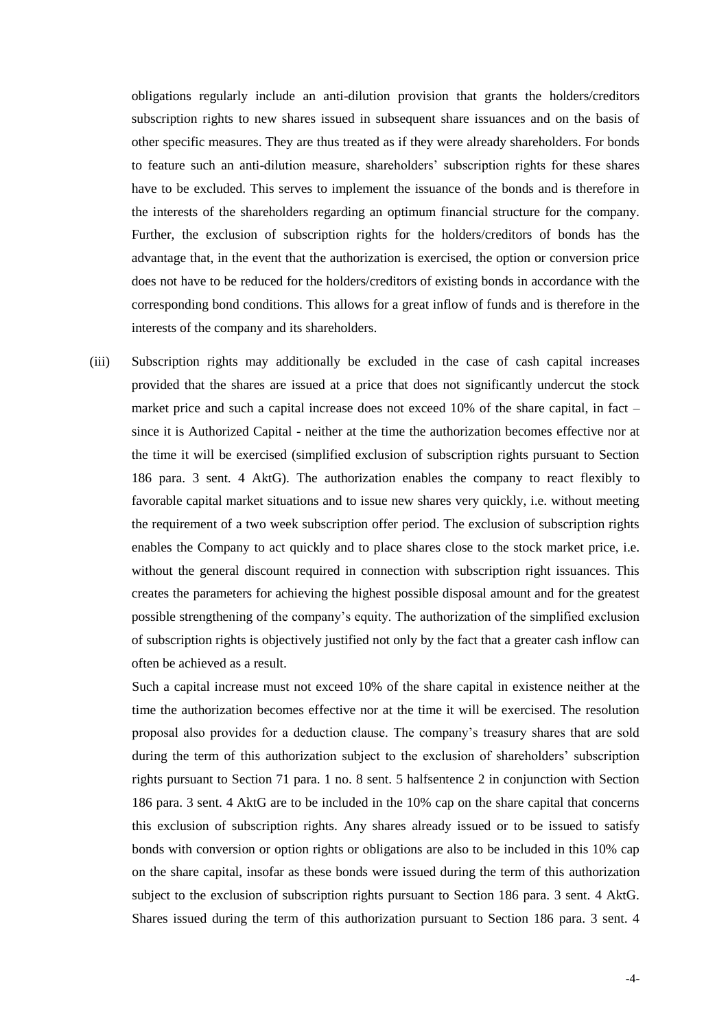obligations regularly include an anti-dilution provision that grants the holders/creditors subscription rights to new shares issued in subsequent share issuances and on the basis of other specific measures. They are thus treated as if they were already shareholders. For bonds to feature such an anti-dilution measure, shareholders' subscription rights for these shares have to be excluded. This serves to implement the issuance of the bonds and is therefore in the interests of the shareholders regarding an optimum financial structure for the company. Further, the exclusion of subscription rights for the holders/creditors of bonds has the advantage that, in the event that the authorization is exercised, the option or conversion price does not have to be reduced for the holders/creditors of existing bonds in accordance with the corresponding bond conditions. This allows for a great inflow of funds and is therefore in the interests of the company and its shareholders.

(iii) Subscription rights may additionally be excluded in the case of cash capital increases provided that the shares are issued at a price that does not significantly undercut the stock market price and such a capital increase does not exceed 10% of the share capital, in fact – since it is Authorized Capital - neither at the time the authorization becomes effective nor at the time it will be exercised (simplified exclusion of subscription rights pursuant to Section 186 para. 3 sent. 4 AktG). The authorization enables the company to react flexibly to favorable capital market situations and to issue new shares very quickly, i.e. without meeting the requirement of a two week subscription offer period. The exclusion of subscription rights enables the Company to act quickly and to place shares close to the stock market price, i.e. without the general discount required in connection with subscription right issuances. This creates the parameters for achieving the highest possible disposal amount and for the greatest possible strengthening of the company's equity. The authorization of the simplified exclusion of subscription rights is objectively justified not only by the fact that a greater cash inflow can often be achieved as a result.

Such a capital increase must not exceed 10% of the share capital in existence neither at the time the authorization becomes effective nor at the time it will be exercised. The resolution proposal also provides for a deduction clause. The company's treasury shares that are sold during the term of this authorization subject to the exclusion of shareholders' subscription rights pursuant to Section 71 para. 1 no. 8 sent. 5 halfsentence 2 in conjunction with Section 186 para. 3 sent. 4 AktG are to be included in the 10% cap on the share capital that concerns this exclusion of subscription rights. Any shares already issued or to be issued to satisfy bonds with conversion or option rights or obligations are also to be included in this 10% cap on the share capital, insofar as these bonds were issued during the term of this authorization subject to the exclusion of subscription rights pursuant to Section 186 para. 3 sent. 4 AktG. Shares issued during the term of this authorization pursuant to Section 186 para. 3 sent. 4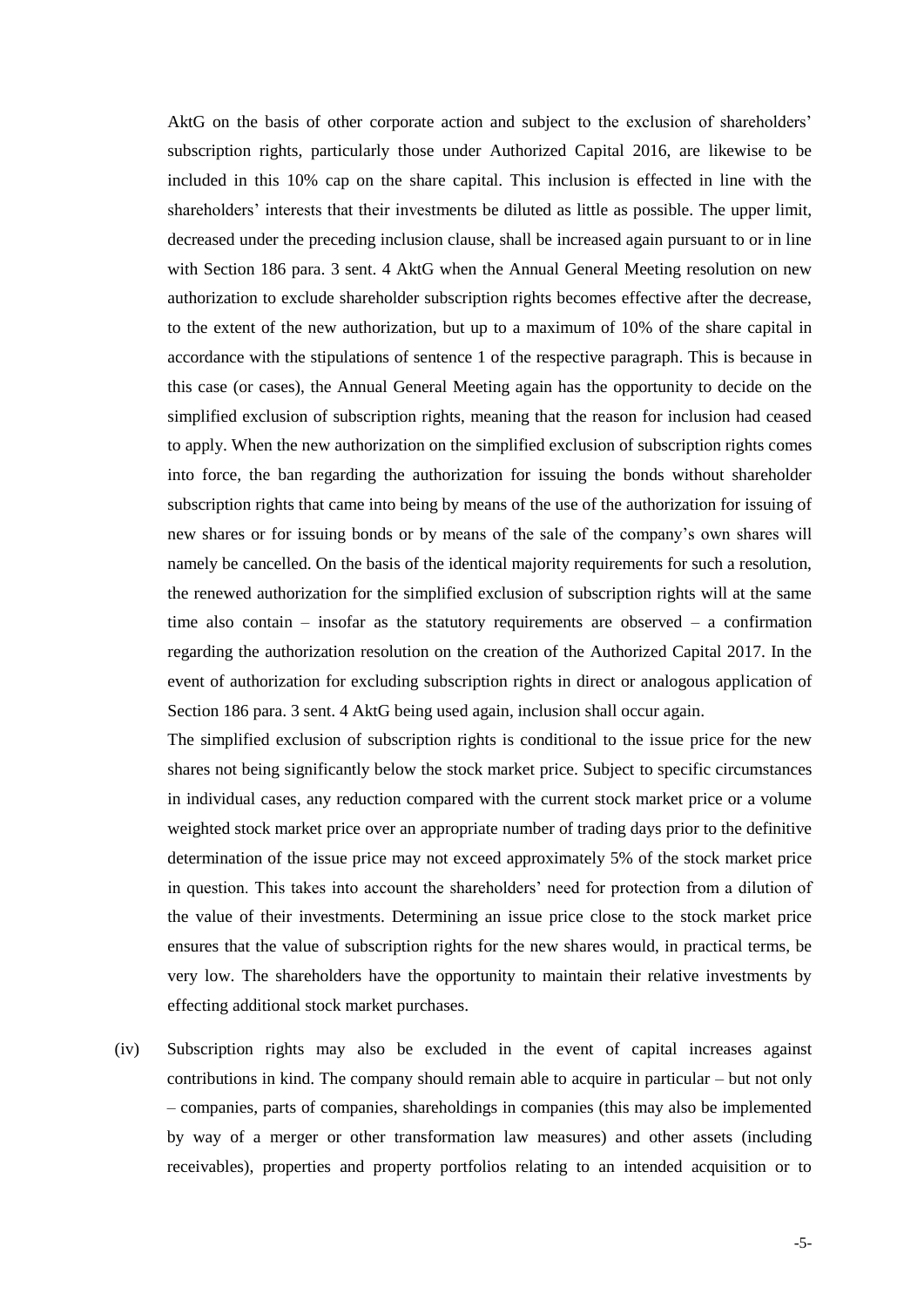AktG on the basis of other corporate action and subject to the exclusion of shareholders' subscription rights, particularly those under Authorized Capital 2016, are likewise to be included in this 10% cap on the share capital. This inclusion is effected in line with the shareholders' interests that their investments be diluted as little as possible. The upper limit, decreased under the preceding inclusion clause, shall be increased again pursuant to or in line with Section 186 para. 3 sent. 4 AktG when the Annual General Meeting resolution on new authorization to exclude shareholder subscription rights becomes effective after the decrease, to the extent of the new authorization, but up to a maximum of 10% of the share capital in accordance with the stipulations of sentence 1 of the respective paragraph. This is because in this case (or cases), the Annual General Meeting again has the opportunity to decide on the simplified exclusion of subscription rights, meaning that the reason for inclusion had ceased to apply. When the new authorization on the simplified exclusion of subscription rights comes into force, the ban regarding the authorization for issuing the bonds without shareholder subscription rights that came into being by means of the use of the authorization for issuing of new shares or for issuing bonds or by means of the sale of the company's own shares will namely be cancelled. On the basis of the identical majority requirements for such a resolution, the renewed authorization for the simplified exclusion of subscription rights will at the same time also contain – insofar as the statutory requirements are observed – a confirmation regarding the authorization resolution on the creation of the Authorized Capital 2017. In the event of authorization for excluding subscription rights in direct or analogous application of Section 186 para. 3 sent. 4 AktG being used again, inclusion shall occur again.

The simplified exclusion of subscription rights is conditional to the issue price for the new shares not being significantly below the stock market price. Subject to specific circumstances in individual cases, any reduction compared with the current stock market price or a volume weighted stock market price over an appropriate number of trading days prior to the definitive determination of the issue price may not exceed approximately 5% of the stock market price in question. This takes into account the shareholders' need for protection from a dilution of the value of their investments. Determining an issue price close to the stock market price ensures that the value of subscription rights for the new shares would, in practical terms, be very low. The shareholders have the opportunity to maintain their relative investments by effecting additional stock market purchases.

(iv) Subscription rights may also be excluded in the event of capital increases against contributions in kind. The company should remain able to acquire in particular – but not only – companies, parts of companies, shareholdings in companies (this may also be implemented by way of a merger or other transformation law measures) and other assets (including receivables), properties and property portfolios relating to an intended acquisition or to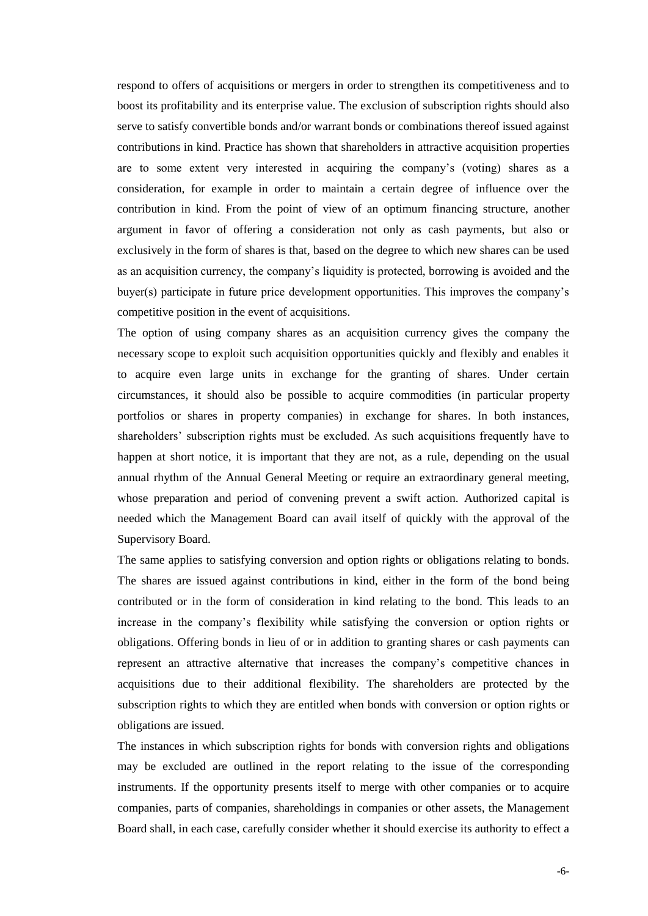respond to offers of acquisitions or mergers in order to strengthen its competitiveness and to boost its profitability and its enterprise value. The exclusion of subscription rights should also serve to satisfy convertible bonds and/or warrant bonds or combinations thereof issued against contributions in kind. Practice has shown that shareholders in attractive acquisition properties are to some extent very interested in acquiring the company's (voting) shares as a consideration, for example in order to maintain a certain degree of influence over the contribution in kind. From the point of view of an optimum financing structure, another argument in favor of offering a consideration not only as cash payments, but also or exclusively in the form of shares is that, based on the degree to which new shares can be used as an acquisition currency, the company's liquidity is protected, borrowing is avoided and the buyer(s) participate in future price development opportunities. This improves the company's competitive position in the event of acquisitions.

The option of using company shares as an acquisition currency gives the company the necessary scope to exploit such acquisition opportunities quickly and flexibly and enables it to acquire even large units in exchange for the granting of shares. Under certain circumstances, it should also be possible to acquire commodities (in particular property portfolios or shares in property companies) in exchange for shares. In both instances, shareholders' subscription rights must be excluded. As such acquisitions frequently have to happen at short notice, it is important that they are not, as a rule, depending on the usual annual rhythm of the Annual General Meeting or require an extraordinary general meeting, whose preparation and period of convening prevent a swift action. Authorized capital is needed which the Management Board can avail itself of quickly with the approval of the Supervisory Board.

The same applies to satisfying conversion and option rights or obligations relating to bonds. The shares are issued against contributions in kind, either in the form of the bond being contributed or in the form of consideration in kind relating to the bond. This leads to an increase in the company's flexibility while satisfying the conversion or option rights or obligations. Offering bonds in lieu of or in addition to granting shares or cash payments can represent an attractive alternative that increases the company's competitive chances in acquisitions due to their additional flexibility. The shareholders are protected by the subscription rights to which they are entitled when bonds with conversion or option rights or obligations are issued.

The instances in which subscription rights for bonds with conversion rights and obligations may be excluded are outlined in the report relating to the issue of the corresponding instruments. If the opportunity presents itself to merge with other companies or to acquire companies, parts of companies, shareholdings in companies or other assets, the Management Board shall, in each case, carefully consider whether it should exercise its authority to effect a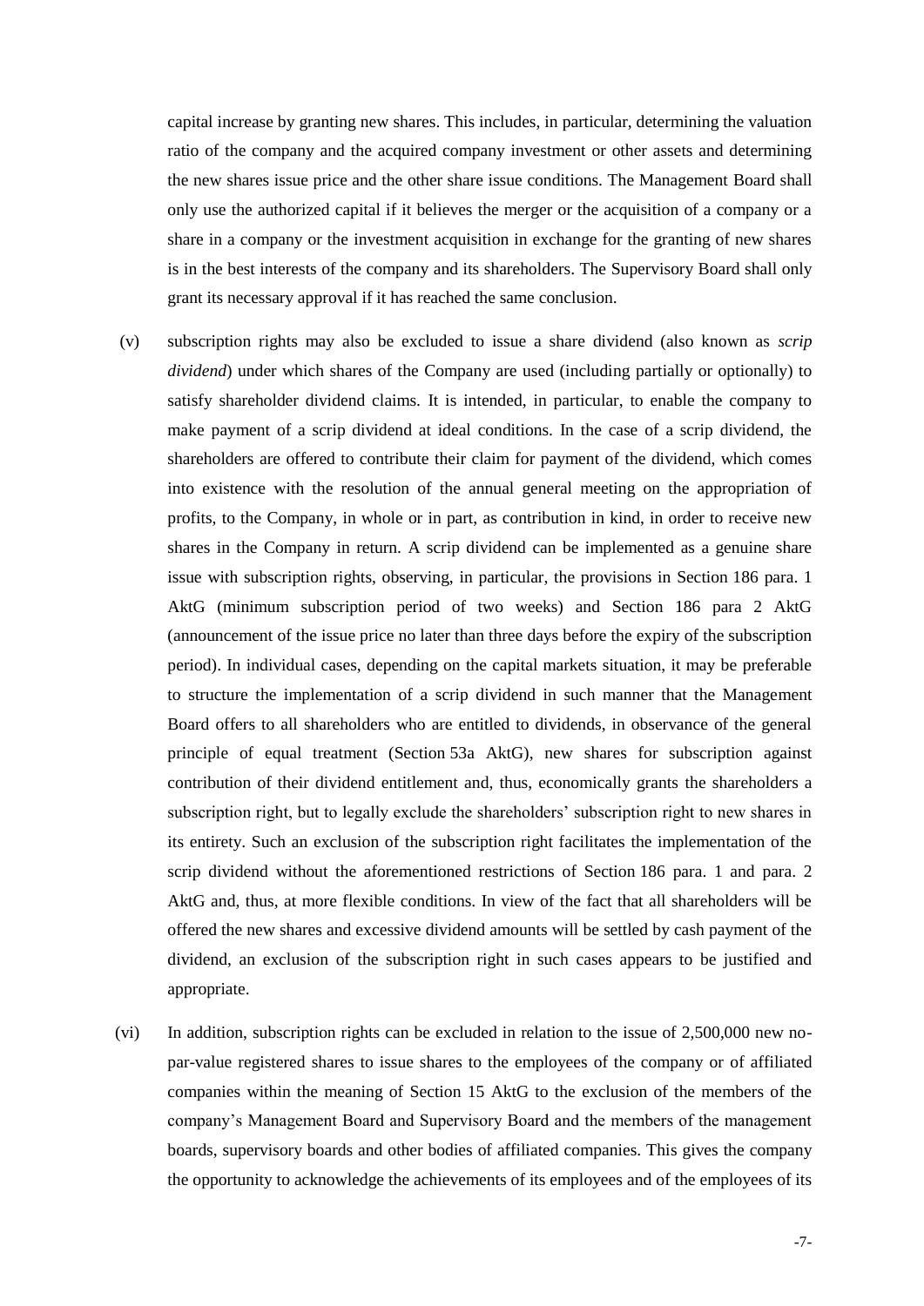capital increase by granting new shares. This includes, in particular, determining the valuation ratio of the company and the acquired company investment or other assets and determining the new shares issue price and the other share issue conditions. The Management Board shall only use the authorized capital if it believes the merger or the acquisition of a company or a share in a company or the investment acquisition in exchange for the granting of new shares is in the best interests of the company and its shareholders. The Supervisory Board shall only grant its necessary approval if it has reached the same conclusion.

(v) subscription rights may also be excluded to issue a share dividend (also known as *scrip dividend*) under which shares of the Company are used (including partially or optionally) to satisfy shareholder dividend claims. It is intended, in particular, to enable the company to make payment of a scrip dividend at ideal conditions. In the case of a scrip dividend, the shareholders are offered to contribute their claim for payment of the dividend, which comes into existence with the resolution of the annual general meeting on the appropriation of profits, to the Company, in whole or in part, as contribution in kind, in order to receive new shares in the Company in return. A scrip dividend can be implemented as a genuine share issue with subscription rights, observing, in particular, the provisions in Section 186 para. 1 AktG (minimum subscription period of two weeks) and Section 186 para 2 AktG (announcement of the issue price no later than three days before the expiry of the subscription period). In individual cases, depending on the capital markets situation, it may be preferable to structure the implementation of a scrip dividend in such manner that the Management Board offers to all shareholders who are entitled to dividends, in observance of the general principle of equal treatment (Section 53a AktG), new shares for subscription against contribution of their dividend entitlement and, thus, economically grants the shareholders a subscription right, but to legally exclude the shareholders' subscription right to new shares in its entirety. Such an exclusion of the subscription right facilitates the implementation of the scrip dividend without the aforementioned restrictions of Section 186 para. 1 and para. 2 AktG and, thus, at more flexible conditions. In view of the fact that all shareholders will be offered the new shares and excessive dividend amounts will be settled by cash payment of the dividend, an exclusion of the subscription right in such cases appears to be justified and appropriate.

(vi) In addition, subscription rights can be excluded in relation to the issue of 2,500,000 new no-par-value registered shares to issue shares to the employees of the company or of affiliated companies within the meaning of Section 15 AktG to the exclusion of the members of the company's Management Board and Supervisory Board and the members of the management boards, supervisory boards and other bodies of affiliated companies. This gives the company the opportunity to acknowledge the achievements of its employees and of the employees of its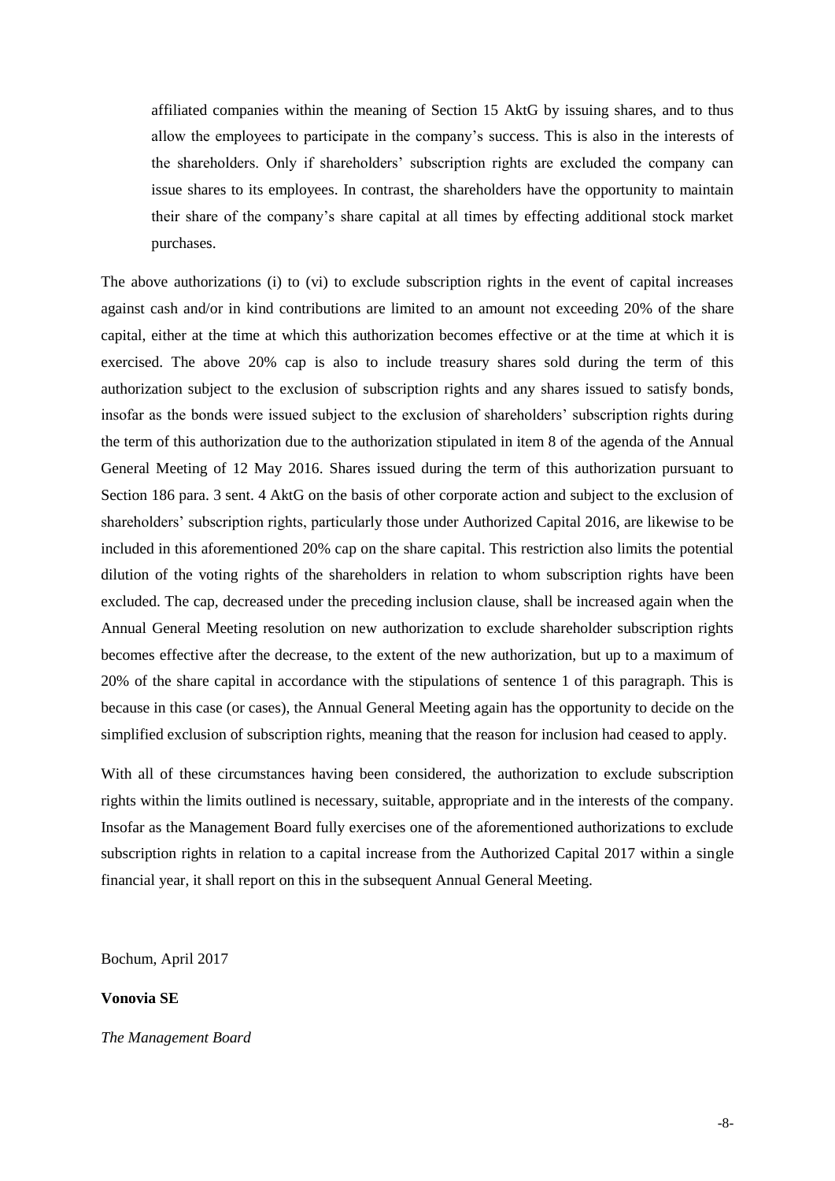affiliated companies within the meaning of Section 15 AktG by issuing shares, and to thus allow the employees to participate in the company's success. This is also in the interests of the shareholders. Only if shareholders' subscription rights are excluded the company can issue shares to its employees. In contrast, the shareholders have the opportunity to maintain their share of the company's share capital at all times by effecting additional stock market purchases.

The above authorizations (i) to (vi) to exclude subscription rights in the event of capital increases against cash and/or in kind contributions are limited to an amount not exceeding 20% of the share capital, either at the time at which this authorization becomes effective or at the time at which it is exercised. The above 20% cap is also to include treasury shares sold during the term of this authorization subject to the exclusion of subscription rights and any shares issued to satisfy bonds, insofar as the bonds were issued subject to the exclusion of shareholders' subscription rights during the term of this authorization due to the authorization stipulated in item 8 of the agenda of the Annual General Meeting of 12 May 2016. Shares issued during the term of this authorization pursuant to Section 186 para. 3 sent. 4 AktG on the basis of other corporate action and subject to the exclusion of shareholders' subscription rights, particularly those under Authorized Capital 2016, are likewise to be included in this aforementioned 20% cap on the share capital. This restriction also limits the potential dilution of the voting rights of the shareholders in relation to whom subscription rights have been excluded. The cap, decreased under the preceding inclusion clause, shall be increased again when the Annual General Meeting resolution on new authorization to exclude shareholder subscription rights becomes effective after the decrease, to the extent of the new authorization, but up to a maximum of 20% of the share capital in accordance with the stipulations of sentence 1 of this paragraph. This is because in this case (or cases), the Annual General Meeting again has the opportunity to decide on the simplified exclusion of subscription rights, meaning that the reason for inclusion had ceased to apply.

With all of these circumstances having been considered, the authorization to exclude subscription rights within the limits outlined is necessary, suitable, appropriate and in the interests of the company. Insofar as the Management Board fully exercises one of the aforementioned authorizations to exclude subscription rights in relation to a capital increase from the Authorized Capital 2017 within a single financial year, it shall report on this in the subsequent Annual General Meeting.

Bochum, April 2017

**Vonovia SE**

*The Management Board*